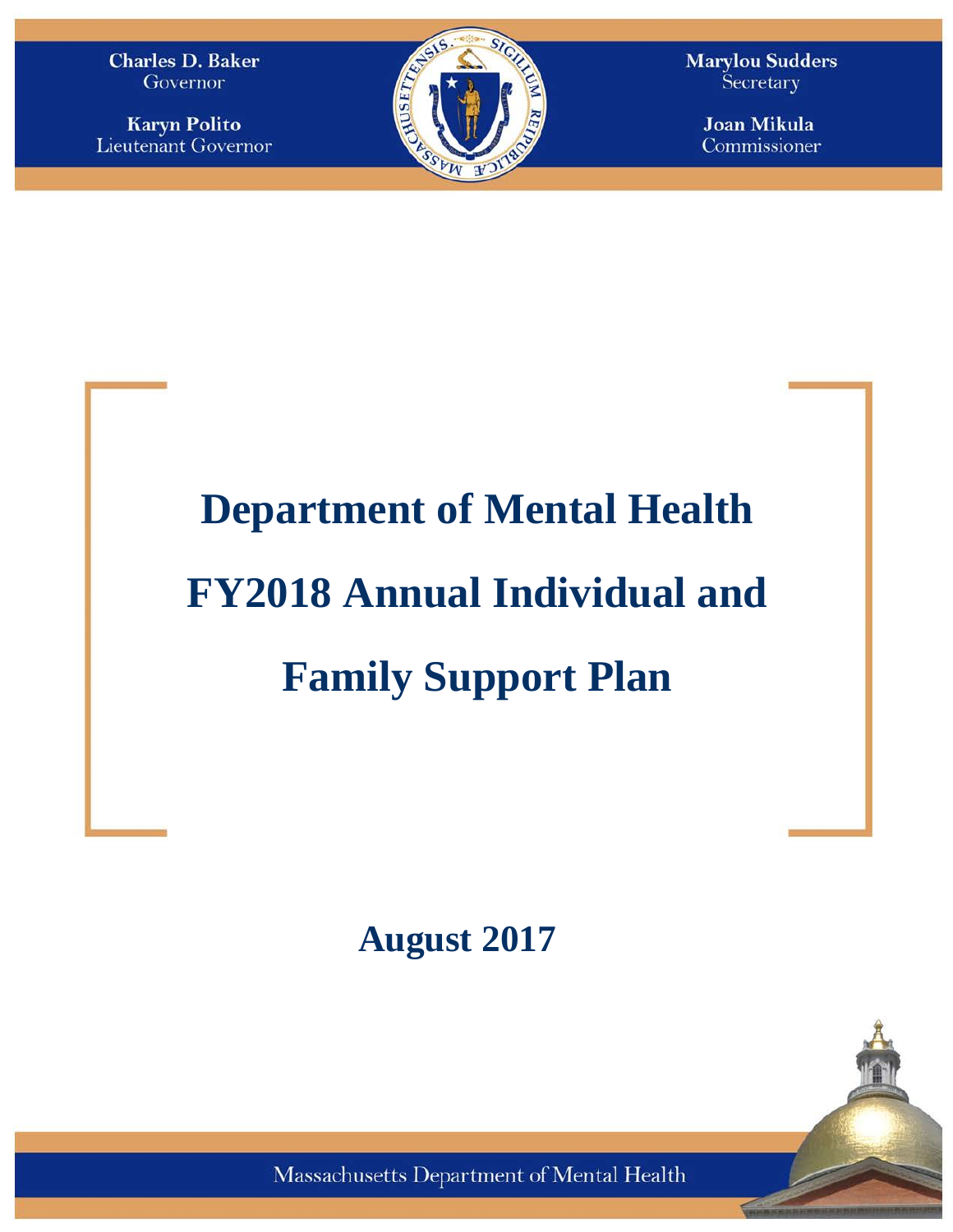**Charles D. Baker**
Governor

**Karyn Polito**
Lieutenant Governor

**Marylou Sudders**
Secretary

**Joan Mikula**
Commissioner

# Department of Mental Health

# FY2018 Annual Individual and Family Support Plan

## August 2017

Massachusetts Department of Mental Health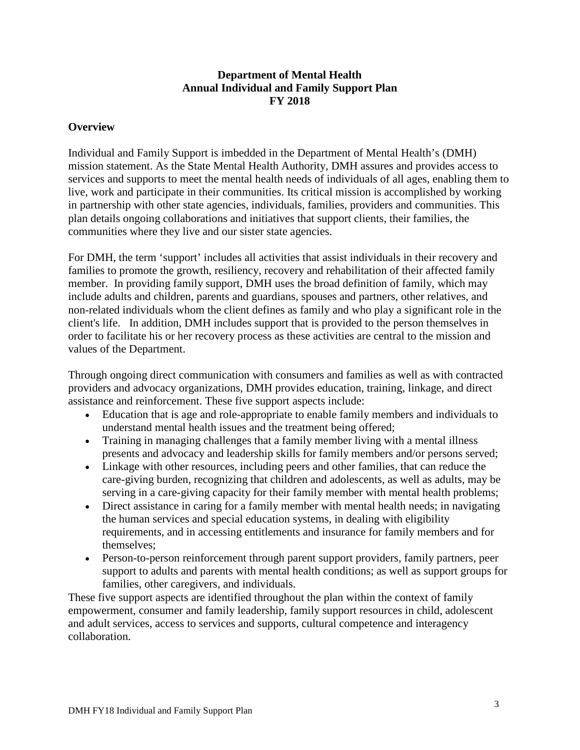# Department of Mental Health
# Annual Individual and Family Support Plan
# FY 2018

## Overview

Individual and Family Support is imbedded in the Department of Mental Health's (DMH) mission statement. As the State Mental Health Authority, DMH assures and provides access to services and supports to meet the mental health needs of individuals of all ages, enabling them to live, work and participate in their communities. Its critical mission is accomplished by working in partnership with other state agencies, individuals, families, providers and communities. This plan details ongoing collaborations and initiatives that support clients, their families, the communities where they live and our sister state agencies.

For DMH, the term 'support' includes all activities that assist individuals in their recovery and families to promote the growth, resiliency, recovery and rehabilitation of their affected family member. In providing family support, DMH uses the broad definition of family, which may include adults and children, parents and guardians, spouses and partners, other relatives, and non-related individuals whom the client defines as family and who play a significant role in the client's life. In addition, DMH includes support that is provided to the person themselves in order to facilitate his or her recovery process as these activities are central to the mission and values of the Department.

Through ongoing direct communication with consumers and families as well as with contracted providers and advocacy organizations, DMH provides education, training, linkage, and direct assistance and reinforcement. These five support aspects include:

- Education that is age and role-appropriate to enable family members and individuals to understand mental health issues and the treatment being offered;
- Training in managing challenges that a family member living with a mental illness presents and advocacy and leadership skills for family members and/or persons served;
- Linkage with other resources, including peers and other families, that can reduce the care-giving burden, recognizing that children and adolescents, as well as adults, may be serving in a care-giving capacity for their family member with mental health problems;
- Direct assistance in caring for a family member with mental health needs; in navigating the human services and special education systems, in dealing with eligibility requirements, and in accessing entitlements and insurance for family members and for themselves;
- Person-to-person reinforcement through parent support providers, family partners, peer support to adults and parents with mental health conditions; as well as support groups for families, other caregivers, and individuals.

These five support aspects are identified throughout the plan within the context of family empowerment, consumer and family leadership, family support resources in child, adolescent and adult services, access to services and supports, cultural competence and interagency collaboration.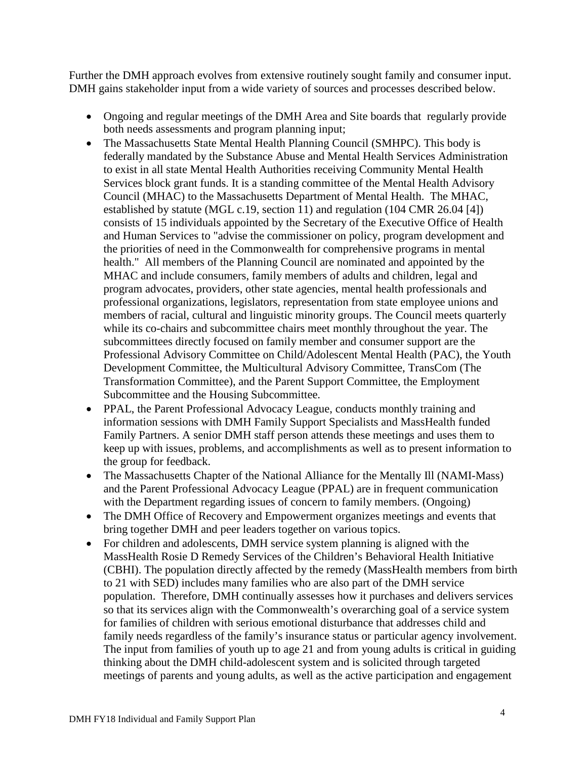Further the DMH approach evolves from extensive routinely sought family and consumer input. DMH gains stakeholder input from a wide variety of sources and processes described below.

- Ongoing and regular meetings of the DMH Area and Site boards that regularly provide both needs assessments and program planning input;
- The Massachusetts State Mental Health Planning Council (SMHPC). This body is federally mandated by the Substance Abuse and Mental Health Services Administration to exist in all state Mental Health Authorities receiving Community Mental Health Services block grant funds. It is a standing committee of the Mental Health Advisory Council (MHAC) to the Massachusetts Department of Mental Health. The MHAC, established by statute (MGL c.19, section 11) and regulation (104 CMR 26.04 [4]) consists of 15 individuals appointed by the Secretary of the Executive Office of Health and Human Services to "advise the commissioner on policy, program development and the priorities of need in the Commonwealth for comprehensive programs in mental health." All members of the Planning Council are nominated and appointed by the MHAC and include consumers, family members of adults and children, legal and program advocates, providers, other state agencies, mental health professionals and professional organizations, legislators, representation from state employee unions and members of racial, cultural and linguistic minority groups. The Council meets quarterly while its co-chairs and subcommittee chairs meet monthly throughout the year. The subcommittees directly focused on family member and consumer support are the Professional Advisory Committee on Child/Adolescent Mental Health (PAC), the Youth Development Committee, the Multicultural Advisory Committee, TransCom (The Transformation Committee), and the Parent Support Committee, the Employment Subcommittee and the Housing Subcommittee.
- PPAL, the Parent Professional Advocacy League, conducts monthly training and information sessions with DMH Family Support Specialists and MassHealth funded Family Partners. A senior DMH staff person attends these meetings and uses them to keep up with issues, problems, and accomplishments as well as to present information to the group for feedback.
- The Massachusetts Chapter of the National Alliance for the Mentally Ill (NAMI-Mass) and the Parent Professional Advocacy League (PPAL) are in frequent communication with the Department regarding issues of concern to family members. (Ongoing)
- The DMH Office of Recovery and Empowerment organizes meetings and events that bring together DMH and peer leaders together on various topics.
- For children and adolescents, DMH service system planning is aligned with the MassHealth Rosie D Remedy Services of the Children's Behavioral Health Initiative (CBHI). The population directly affected by the remedy (MassHealth members from birth to 21 with SED) includes many families who are also part of the DMH service population. Therefore, DMH continually assesses how it purchases and delivers services so that its services align with the Commonwealth's overarching goal of a service system for families of children with serious emotional disturbance that addresses child and family needs regardless of the family's insurance status or particular agency involvement. The input from families of youth up to age 21 and from young adults is critical in guiding thinking about the DMH child-adolescent system and is solicited through targeted meetings of parents and young adults, as well as the active participation and engagement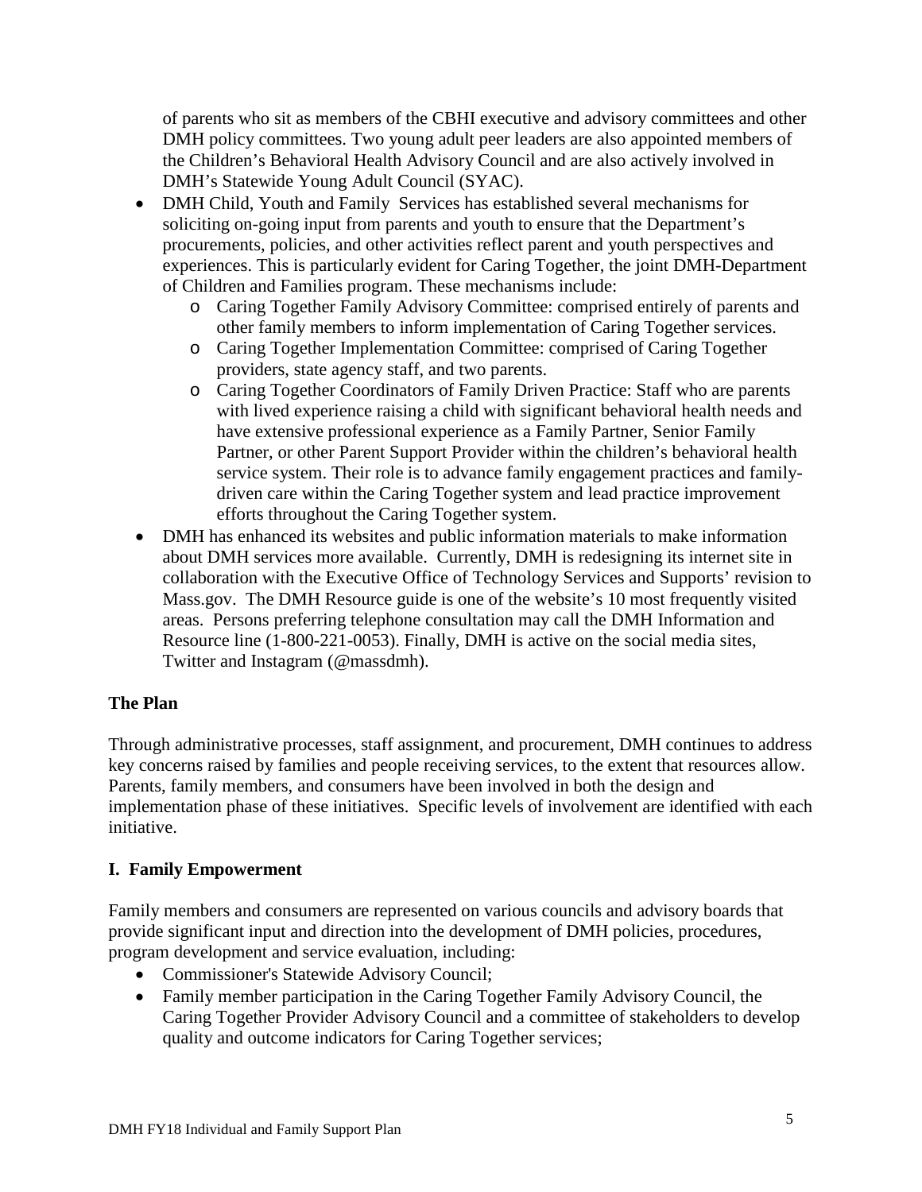of parents who sit as members of the CBHI executive and advisory committees and other DMH policy committees. Two young adult peer leaders are also appointed members of the Children's Behavioral Health Advisory Council and are also actively involved in DMH's Statewide Young Adult Council (SYAC).

- DMH Child, Youth and Family Services has established several mechanisms for soliciting on-going input from parents and youth to ensure that the Department's procurements, policies, and other activities reflect parent and youth perspectives and experiences. This is particularly evident for Caring Together, the joint DMH-Department of Children and Families program. These mechanisms include:
  - Caring Together Family Advisory Committee: comprised entirely of parents and other family members to inform implementation of Caring Together services.
  - Caring Together Implementation Committee: comprised of Caring Together providers, state agency staff, and two parents.
  - Caring Together Coordinators of Family Driven Practice: Staff who are parents with lived experience raising a child with significant behavioral health needs and have extensive professional experience as a Family Partner, Senior Family Partner, or other Parent Support Provider within the children's behavioral health service system. Their role is to advance family engagement practices and family-driven care within the Caring Together system and lead practice improvement efforts throughout the Caring Together system.
- DMH has enhanced its websites and public information materials to make information about DMH services more available. Currently, DMH is redesigning its internet site in collaboration with the Executive Office of Technology Services and Supports' revision to Mass.gov. The DMH Resource guide is one of the website's 10 most frequently visited areas. Persons preferring telephone consultation may call the DMH Information and Resource line (1-800-221-0053). Finally, DMH is active on the social media sites, Twitter and Instagram (@massdmh).

## The Plan

Through administrative processes, staff assignment, and procurement, DMH continues to address key concerns raised by families and people receiving services, to the extent that resources allow. Parents, family members, and consumers have been involved in both the design and implementation phase of these initiatives. Specific levels of involvement are identified with each initiative.

## I. Family Empowerment

Family members and consumers are represented on various councils and advisory boards that provide significant input and direction into the development of DMH policies, procedures, program development and service evaluation, including:

- Commissioner's Statewide Advisory Council;
- Family member participation in the Caring Together Family Advisory Council, the Caring Together Provider Advisory Council and a committee of stakeholders to develop quality and outcome indicators for Caring Together services;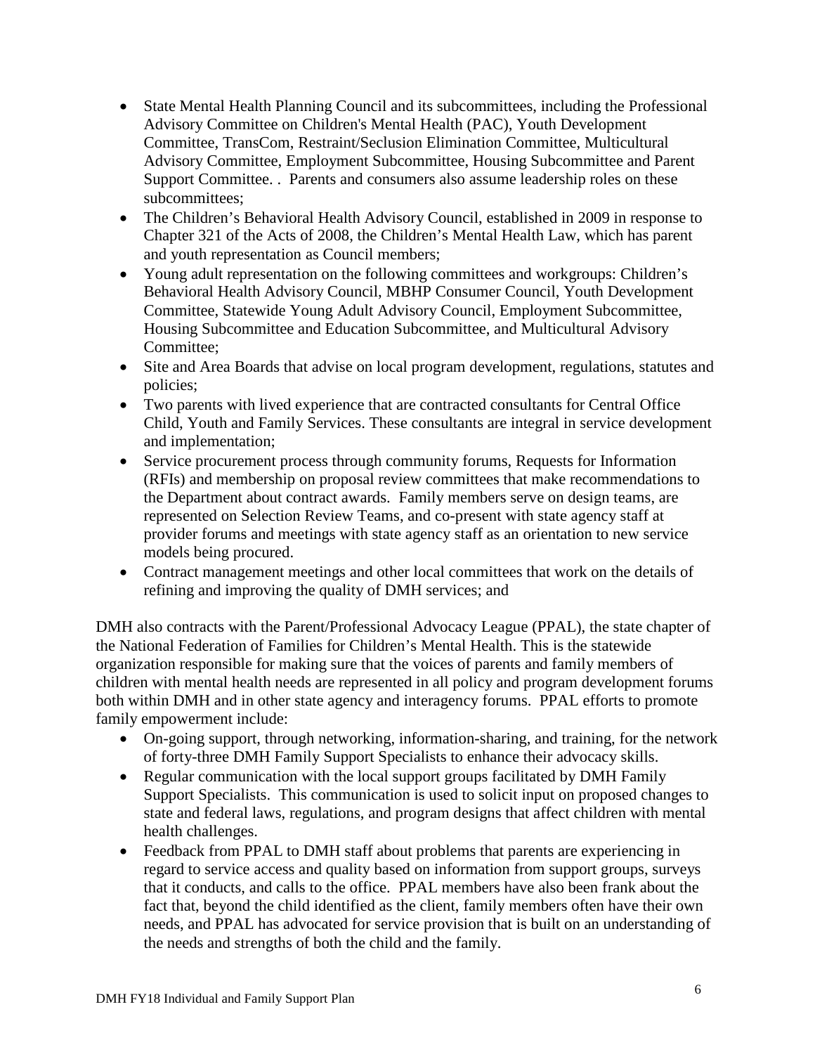- State Mental Health Planning Council and its subcommittees, including the Professional Advisory Committee on Children's Mental Health (PAC), Youth Development Committee, TransCom, Restraint/Seclusion Elimination Committee, Multicultural Advisory Committee, Employment Subcommittee, Housing Subcommittee and Parent Support Committee. . Parents and consumers also assume leadership roles on these subcommittees;
- The Children's Behavioral Health Advisory Council, established in 2009 in response to Chapter 321 of the Acts of 2008, the Children's Mental Health Law, which has parent and youth representation as Council members;
- Young adult representation on the following committees and workgroups: Children's Behavioral Health Advisory Council, MBHP Consumer Council, Youth Development Committee, Statewide Young Adult Advisory Council, Employment Subcommittee, Housing Subcommittee and Education Subcommittee, and Multicultural Advisory Committee;
- Site and Area Boards that advise on local program development, regulations, statutes and policies;
- Two parents with lived experience that are contracted consultants for Central Office Child, Youth and Family Services. These consultants are integral in service development and implementation;
- Service procurement process through community forums, Requests for Information (RFIs) and membership on proposal review committees that make recommendations to the Department about contract awards. Family members serve on design teams, are represented on Selection Review Teams, and co-present with state agency staff at provider forums and meetings with state agency staff as an orientation to new service models being procured.
- Contract management meetings and other local committees that work on the details of refining and improving the quality of DMH services; and

DMH also contracts with the Parent/Professional Advocacy League (PPAL), the state chapter of the National Federation of Families for Children's Mental Health. This is the statewide organization responsible for making sure that the voices of parents and family members of children with mental health needs are represented in all policy and program development forums both within DMH and in other state agency and interagency forums. PPAL efforts to promote family empowerment include:

- On-going support, through networking, information-sharing, and training, for the network of forty-three DMH Family Support Specialists to enhance their advocacy skills.
- Regular communication with the local support groups facilitated by DMH Family Support Specialists. This communication is used to solicit input on proposed changes to state and federal laws, regulations, and program designs that affect children with mental health challenges.
- Feedback from PPAL to DMH staff about problems that parents are experiencing in regard to service access and quality based on information from support groups, surveys that it conducts, and calls to the office. PPAL members have also been frank about the fact that, beyond the child identified as the client, family members often have their own needs, and PPAL has advocated for service provision that is built on an understanding of the needs and strengths of both the child and the family.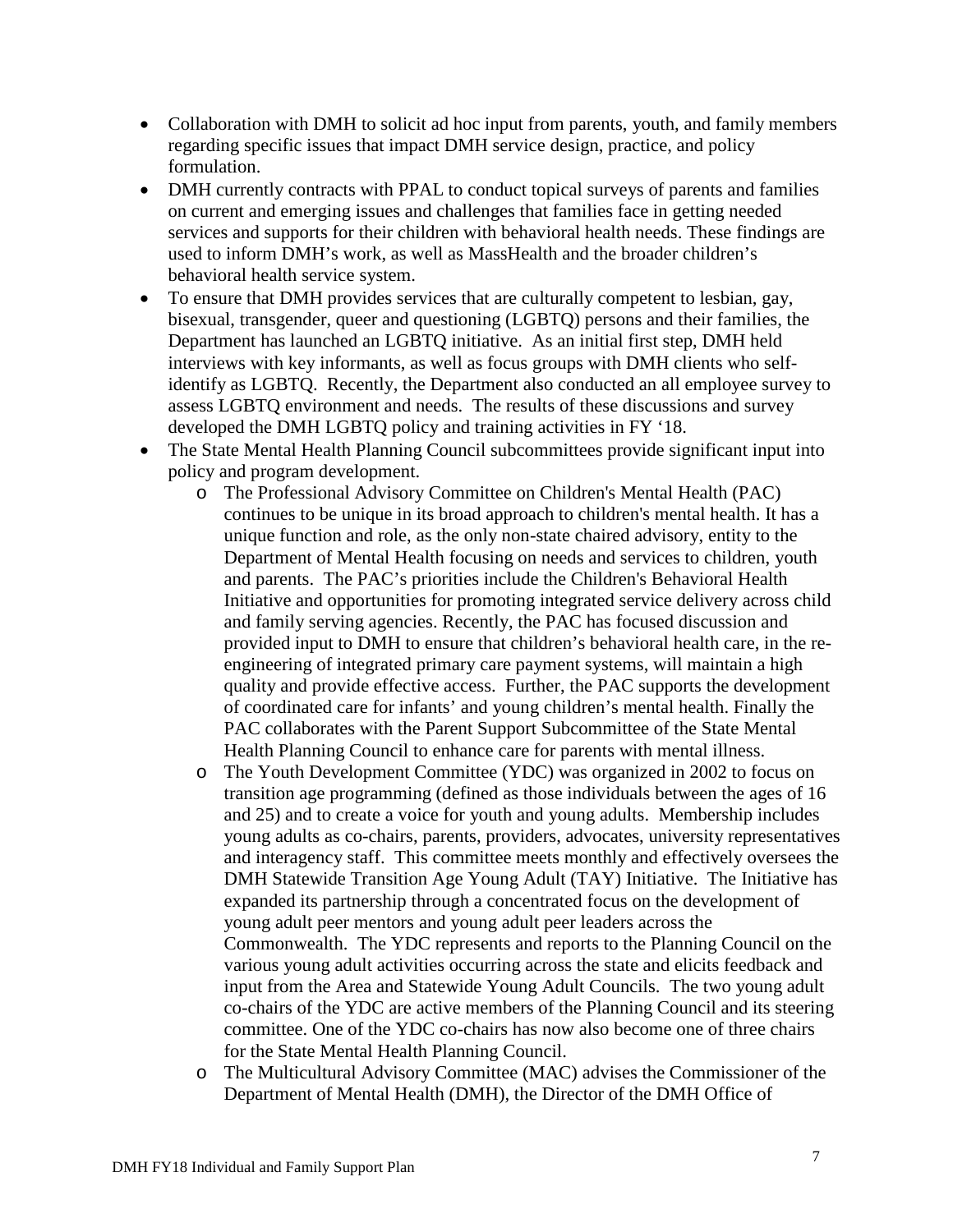- Collaboration with DMH to solicit ad hoc input from parents, youth, and family members regarding specific issues that impact DMH service design, practice, and policy formulation.
- DMH currently contracts with PPAL to conduct topical surveys of parents and families on current and emerging issues and challenges that families face in getting needed services and supports for their children with behavioral health needs. These findings are used to inform DMH's work, as well as MassHealth and the broader children's behavioral health service system.
- To ensure that DMH provides services that are culturally competent to lesbian, gay, bisexual, transgender, queer and questioning (LGBTQ) persons and their families, the Department has launched an LGBTQ initiative. As an initial first step, DMH held interviews with key informants, as well as focus groups with DMH clients who self-identify as LGBTQ. Recently, the Department also conducted an all employee survey to assess LGBTQ environment and needs. The results of these discussions and survey developed the DMH LGBTQ policy and training activities in FY '18.
- The State Mental Health Planning Council subcommittees provide significant input into policy and program development.
  - The Professional Advisory Committee on Children's Mental Health (PAC) continues to be unique in its broad approach to children's mental health. It has a unique function and role, as the only non-state chaired advisory, entity to the Department of Mental Health focusing on needs and services to children, youth and parents. The PAC's priorities include the Children's Behavioral Health Initiative and opportunities for promoting integrated service delivery across child and family serving agencies. Recently, the PAC has focused discussion and provided input to DMH to ensure that children's behavioral health care, in the re-engineering of integrated primary care payment systems, will maintain a high quality and provide effective access. Further, the PAC supports the development of coordinated care for infants' and young children's mental health. Finally the PAC collaborates with the Parent Support Subcommittee of the State Mental Health Planning Council to enhance care for parents with mental illness.
  - The Youth Development Committee (YDC) was organized in 2002 to focus on transition age programming (defined as those individuals between the ages of 16 and 25) and to create a voice for youth and young adults. Membership includes young adults as co-chairs, parents, providers, advocates, university representatives and interagency staff. This committee meets monthly and effectively oversees the DMH Statewide Transition Age Young Adult (TAY) Initiative. The Initiative has expanded its partnership through a concentrated focus on the development of young adult peer mentors and young adult peer leaders across the Commonwealth. The YDC represents and reports to the Planning Council on the various young adult activities occurring across the state and elicits feedback and input from the Area and Statewide Young Adult Councils. The two young adult co-chairs of the YDC are active members of the Planning Council and its steering committee. One of the YDC co-chairs has now also become one of three chairs for the State Mental Health Planning Council.
  - The Multicultural Advisory Committee (MAC) advises the Commissioner of the Department of Mental Health (DMH), the Director of the DMH Office of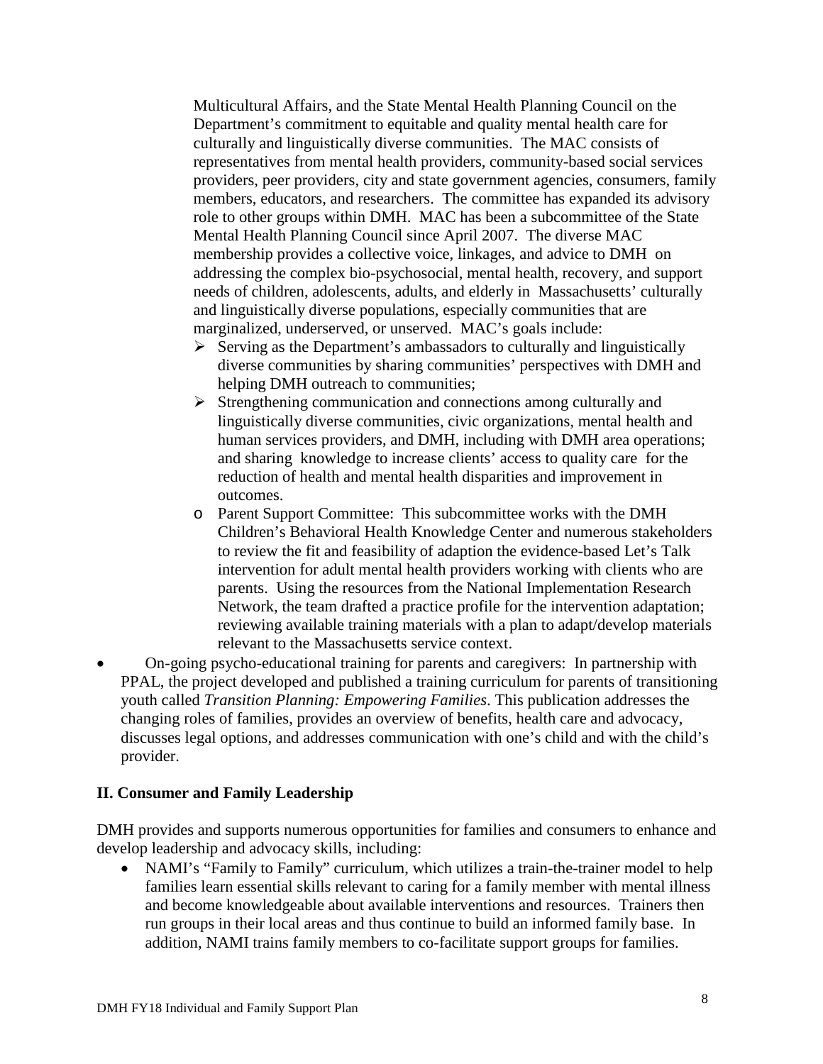Multicultural Affairs, and the State Mental Health Planning Council on the Department's commitment to equitable and quality mental health care for culturally and linguistically diverse communities. The MAC consists of representatives from mental health providers, community-based social services providers, peer providers, city and state government agencies, consumers, family members, educators, and researchers. The committee has expanded its advisory role to other groups within DMH. MAC has been a subcommittee of the State Mental Health Planning Council since April 2007. The diverse MAC membership provides a collective voice, linkages, and advice to DMH on addressing the complex bio-psychosocial, mental health, recovery, and support needs of children, adolescents, adults, and elderly in Massachusetts' culturally and linguistically diverse populations, especially communities that are marginalized, underserved, or unserved. MAC's goals include:

- Serving as the Department's ambassadors to culturally and linguistically diverse communities by sharing communities' perspectives with DMH and helping DMH outreach to communities;
- Strengthening communication and connections among culturally and linguistically diverse communities, civic organizations, mental health and human services providers, and DMH, including with DMH area operations; and sharing knowledge to increase clients' access to quality care for the reduction of health and mental health disparities and improvement in outcomes.

- Parent Support Committee: This subcommittee works with the DMH Children's Behavioral Health Knowledge Center and numerous stakeholders to review the fit and feasibility of adaption the evidence-based Let's Talk intervention for adult mental health providers working with clients who are parents. Using the resources from the National Implementation Research Network, the team drafted a practice profile for the intervention adaptation; reviewing available training materials with a plan to adapt/develop materials relevant to the Massachusetts service context.

- On-going psycho-educational training for parents and caregivers: In partnership with PPAL, the project developed and published a training curriculum for parents of transitioning youth called *Transition Planning: Empowering Families*. This publication addresses the changing roles of families, provides an overview of benefits, health care and advocacy, discusses legal options, and addresses communication with one's child and with the child's provider.

## II. Consumer and Family Leadership

DMH provides and supports numerous opportunities for families and consumers to enhance and develop leadership and advocacy skills, including:

- NAMI's "Family to Family" curriculum, which utilizes a train-the-trainer model to help families learn essential skills relevant to caring for a family member with mental illness and become knowledgeable about available interventions and resources. Trainers then run groups in their local areas and thus continue to build an informed family base. In addition, NAMI trains family members to co-facilitate support groups for families.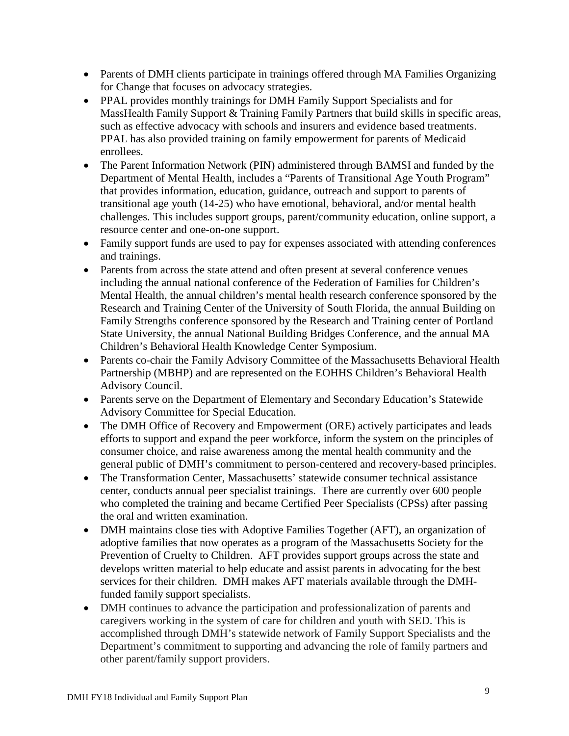- Parents of DMH clients participate in trainings offered through MA Families Organizing for Change that focuses on advocacy strategies.
- PPAL provides monthly trainings for DMH Family Support Specialists and for MassHealth Family Support & Training Family Partners that build skills in specific areas, such as effective advocacy with schools and insurers and evidence based treatments. PPAL has also provided training on family empowerment for parents of Medicaid enrollees.
- The Parent Information Network (PIN) administered through BAMSI and funded by the Department of Mental Health, includes a "Parents of Transitional Age Youth Program" that provides information, education, guidance, outreach and support to parents of transitional age youth (14-25) who have emotional, behavioral, and/or mental health challenges. This includes support groups, parent/community education, online support, a resource center and one-on-one support.
- Family support funds are used to pay for expenses associated with attending conferences and trainings.
- Parents from across the state attend and often present at several conference venues including the annual national conference of the Federation of Families for Children's Mental Health, the annual children's mental health research conference sponsored by the Research and Training Center of the University of South Florida, the annual Building on Family Strengths conference sponsored by the Research and Training center of Portland State University, the annual National Building Bridges Conference, and the annual MA Children's Behavioral Health Knowledge Center Symposium.
- Parents co-chair the Family Advisory Committee of the Massachusetts Behavioral Health Partnership (MBHP) and are represented on the EOHHS Children's Behavioral Health Advisory Council.
- Parents serve on the Department of Elementary and Secondary Education's Statewide Advisory Committee for Special Education.
- The DMH Office of Recovery and Empowerment (ORE) actively participates and leads efforts to support and expand the peer workforce, inform the system on the principles of consumer choice, and raise awareness among the mental health community and the general public of DMH's commitment to person-centered and recovery-based principles.
- The Transformation Center, Massachusetts' statewide consumer technical assistance center, conducts annual peer specialist trainings. There are currently over 600 people who completed the training and became Certified Peer Specialists (CPSs) after passing the oral and written examination.
- DMH maintains close ties with Adoptive Families Together (AFT), an organization of adoptive families that now operates as a program of the Massachusetts Society for the Prevention of Cruelty to Children. AFT provides support groups across the state and develops written material to help educate and assist parents in advocating for the best services for their children. DMH makes AFT materials available through the DMH-funded family support specialists.
- DMH continues to advance the participation and professionalization of parents and caregivers working in the system of care for children and youth with SED. This is accomplished through DMH's statewide network of Family Support Specialists and the Department's commitment to supporting and advancing the role of family partners and other parent/family support providers.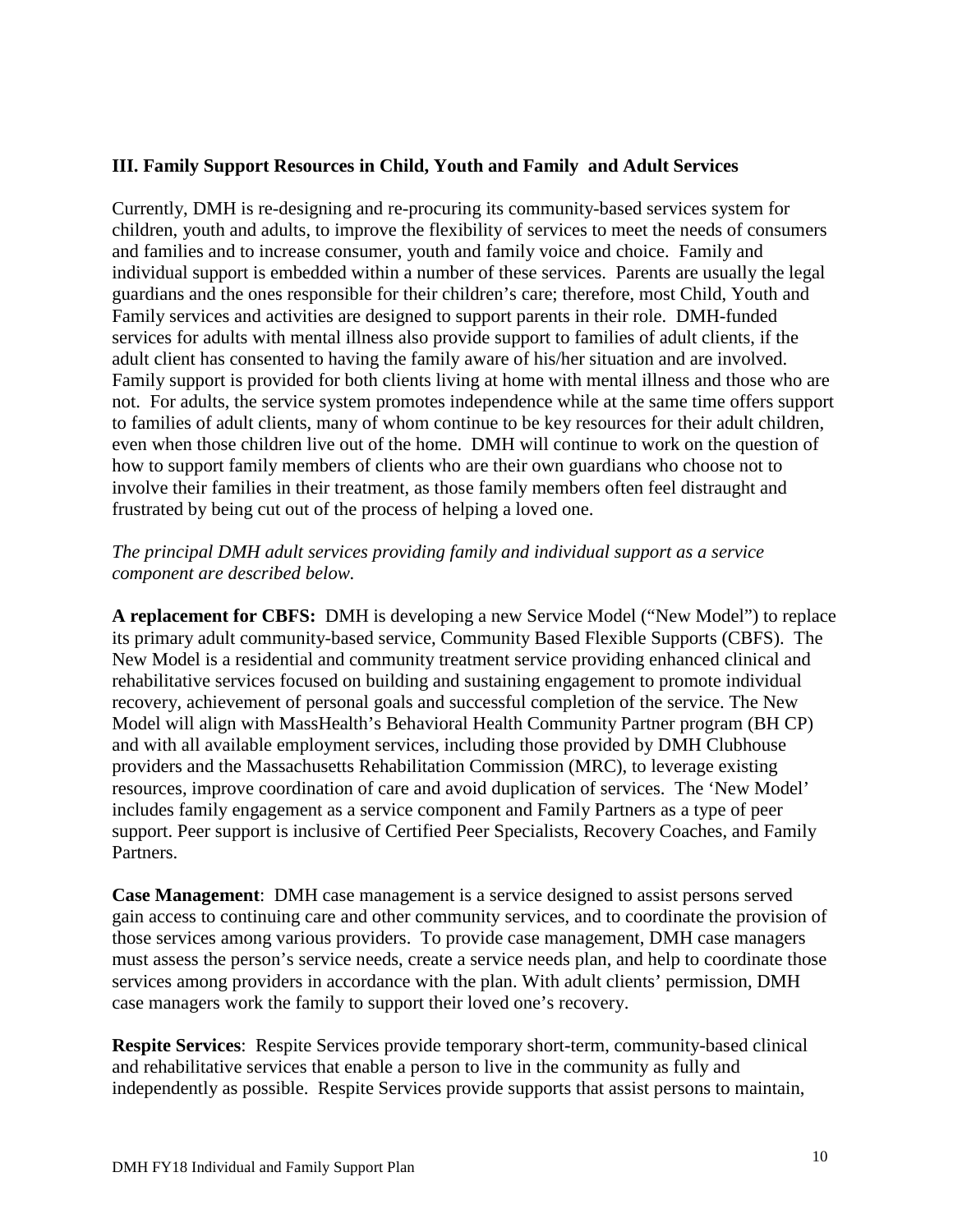### III. Family Support Resources in Child, Youth and Family and Adult Services

Currently, DMH is re-designing and re-procuring its community-based services system for children, youth and adults, to improve the flexibility of services to meet the needs of consumers and families and to increase consumer, youth and family voice and choice. Family and individual support is embedded within a number of these services. Parents are usually the legal guardians and the ones responsible for their children's care; therefore, most Child, Youth and Family services and activities are designed to support parents in their role. DMH-funded services for adults with mental illness also provide support to families of adult clients, if the adult client has consented to having the family aware of his/her situation and are involved. Family support is provided for both clients living at home with mental illness and those who are not. For adults, the service system promotes independence while at the same time offers support to families of adult clients, many of whom continue to be key resources for their adult children, even when those children live out of the home. DMH will continue to work on the question of how to support family members of clients who are their own guardians who choose not to involve their families in their treatment, as those family members often feel distraught and frustrated by being cut out of the process of helping a loved one.

*The principal DMH adult services providing family and individual support as a service component are described below.*

**A replacement for CBFS:** DMH is developing a new Service Model ("New Model") to replace its primary adult community-based service, Community Based Flexible Supports (CBFS). The New Model is a residential and community treatment service providing enhanced clinical and rehabilitative services focused on building and sustaining engagement to promote individual recovery, achievement of personal goals and successful completion of the service. The New Model will align with MassHealth's Behavioral Health Community Partner program (BH CP) and with all available employment services, including those provided by DMH Clubhouse providers and the Massachusetts Rehabilitation Commission (MRC), to leverage existing resources, improve coordination of care and avoid duplication of services. The 'New Model' includes family engagement as a service component and Family Partners as a type of peer support. Peer support is inclusive of Certified Peer Specialists, Recovery Coaches, and Family Partners.

**Case Management**: DMH case management is a service designed to assist persons served gain access to continuing care and other community services, and to coordinate the provision of those services among various providers. To provide case management, DMH case managers must assess the person's service needs, create a service needs plan, and help to coordinate those services among providers in accordance with the plan. With adult clients' permission, DMH case managers work the family to support their loved one's recovery.

**Respite Services**: Respite Services provide temporary short-term, community-based clinical and rehabilitative services that enable a person to live in the community as fully and independently as possible. Respite Services provide supports that assist persons to maintain,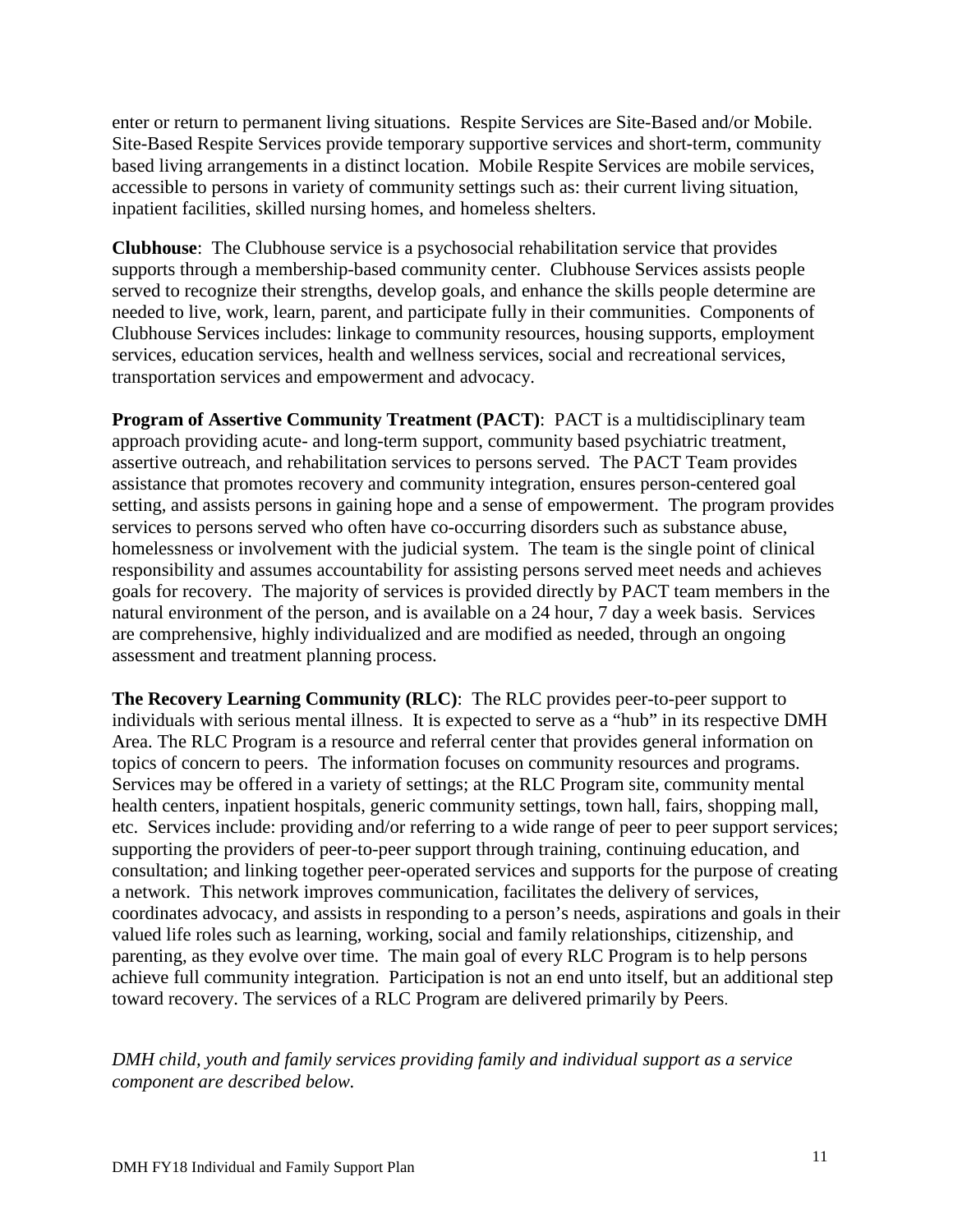enter or return to permanent living situations. Respite Services are Site-Based and/or Mobile. Site-Based Respite Services provide temporary supportive services and short-term, community based living arrangements in a distinct location. Mobile Respite Services are mobile services, accessible to persons in variety of community settings such as: their current living situation, inpatient facilities, skilled nursing homes, and homeless shelters.

**Clubhouse**: The Clubhouse service is a psychosocial rehabilitation service that provides supports through a membership-based community center. Clubhouse Services assists people served to recognize their strengths, develop goals, and enhance the skills people determine are needed to live, work, learn, parent, and participate fully in their communities. Components of Clubhouse Services includes: linkage to community resources, housing supports, employment services, education services, health and wellness services, social and recreational services, transportation services and empowerment and advocacy.

**Program of Assertive Community Treatment (PACT)**: PACT is a multidisciplinary team approach providing acute- and long-term support, community based psychiatric treatment, assertive outreach, and rehabilitation services to persons served. The PACT Team provides assistance that promotes recovery and community integration, ensures person-centered goal setting, and assists persons in gaining hope and a sense of empowerment. The program provides services to persons served who often have co-occurring disorders such as substance abuse, homelessness or involvement with the judicial system. The team is the single point of clinical responsibility and assumes accountability for assisting persons served meet needs and achieves goals for recovery. The majority of services is provided directly by PACT team members in the natural environment of the person, and is available on a 24 hour, 7 day a week basis. Services are comprehensive, highly individualized and are modified as needed, through an ongoing assessment and treatment planning process.

**The Recovery Learning Community (RLC)**: The RLC provides peer-to-peer support to individuals with serious mental illness. It is expected to serve as a "hub" in its respective DMH Area. The RLC Program is a resource and referral center that provides general information on topics of concern to peers. The information focuses on community resources and programs. Services may be offered in a variety of settings; at the RLC Program site, community mental health centers, inpatient hospitals, generic community settings, town hall, fairs, shopping mall, etc. Services include: providing and/or referring to a wide range of peer to peer support services; supporting the providers of peer-to-peer support through training, continuing education, and consultation; and linking together peer-operated services and supports for the purpose of creating a network. This network improves communication, facilitates the delivery of services, coordinates advocacy, and assists in responding to a person's needs, aspirations and goals in their valued life roles such as learning, working, social and family relationships, citizenship, and parenting, as they evolve over time. The main goal of every RLC Program is to help persons achieve full community integration. Participation is not an end unto itself, but an additional step toward recovery. The services of a RLC Program are delivered primarily by Peers.

*DMH child, youth and family services providing family and individual support as a service component are described below.*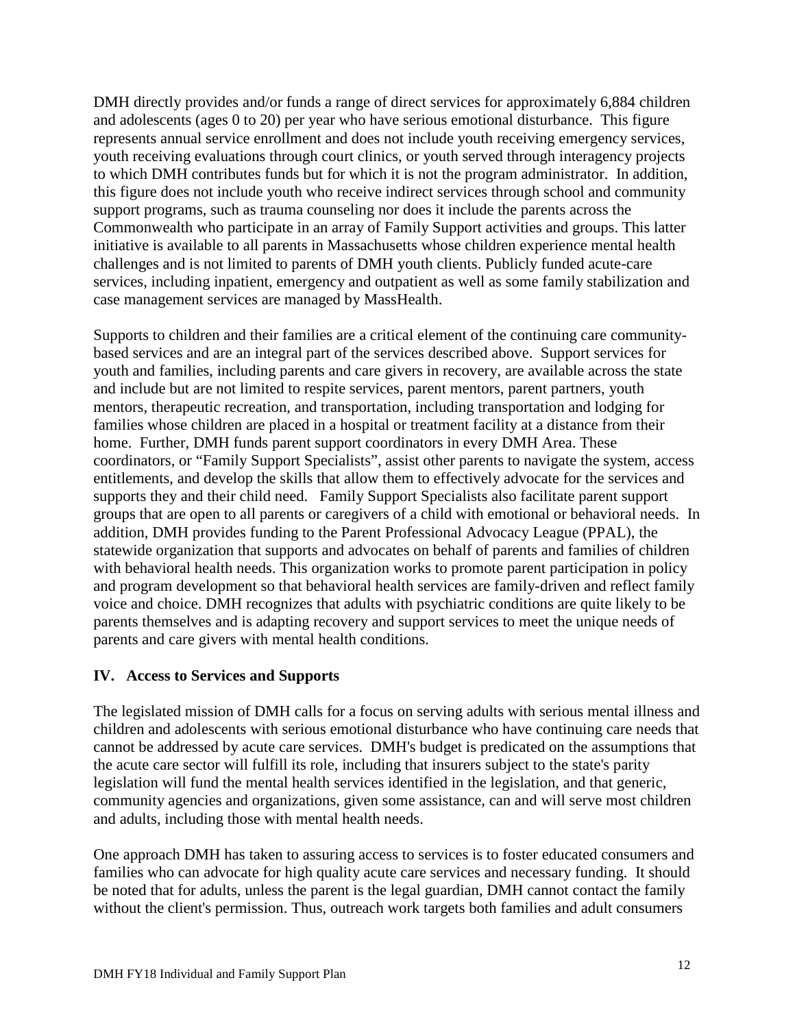DMH directly provides and/or funds a range of direct services for approximately 6,884 children and adolescents (ages 0 to 20) per year who have serious emotional disturbance. This figure represents annual service enrollment and does not include youth receiving emergency services, youth receiving evaluations through court clinics, or youth served through interagency projects to which DMH contributes funds but for which it is not the program administrator. In addition, this figure does not include youth who receive indirect services through school and community support programs, such as trauma counseling nor does it include the parents across the Commonwealth who participate in an array of Family Support activities and groups. This latter initiative is available to all parents in Massachusetts whose children experience mental health challenges and is not limited to parents of DMH youth clients. Publicly funded acute-care services, including inpatient, emergency and outpatient as well as some family stabilization and case management services are managed by MassHealth.

Supports to children and their families are a critical element of the continuing care community-based services and are an integral part of the services described above. Support services for youth and families, including parents and care givers in recovery, are available across the state and include but are not limited to respite services, parent mentors, parent partners, youth mentors, therapeutic recreation, and transportation, including transportation and lodging for families whose children are placed in a hospital or treatment facility at a distance from their home. Further, DMH funds parent support coordinators in every DMH Area. These coordinators, or "Family Support Specialists", assist other parents to navigate the system, access entitlements, and develop the skills that allow them to effectively advocate for the services and supports they and their child need. Family Support Specialists also facilitate parent support groups that are open to all parents or caregivers of a child with emotional or behavioral needs. In addition, DMH provides funding to the Parent Professional Advocacy League (PPAL), the statewide organization that supports and advocates on behalf of parents and families of children with behavioral health needs. This organization works to promote parent participation in policy and program development so that behavioral health services are family-driven and reflect family voice and choice. DMH recognizes that adults with psychiatric conditions are quite likely to be parents themselves and is adapting recovery and support services to meet the unique needs of parents and care givers with mental health conditions.

## IV. Access to Services and Supports

The legislated mission of DMH calls for a focus on serving adults with serious mental illness and children and adolescents with serious emotional disturbance who have continuing care needs that cannot be addressed by acute care services. DMH's budget is predicated on the assumptions that the acute care sector will fulfill its role, including that insurers subject to the state's parity legislation will fund the mental health services identified in the legislation, and that generic, community agencies and organizations, given some assistance, can and will serve most children and adults, including those with mental health needs.

One approach DMH has taken to assuring access to services is to foster educated consumers and families who can advocate for high quality acute care services and necessary funding. It should be noted that for adults, unless the parent is the legal guardian, DMH cannot contact the family without the client's permission. Thus, outreach work targets both families and adult consumers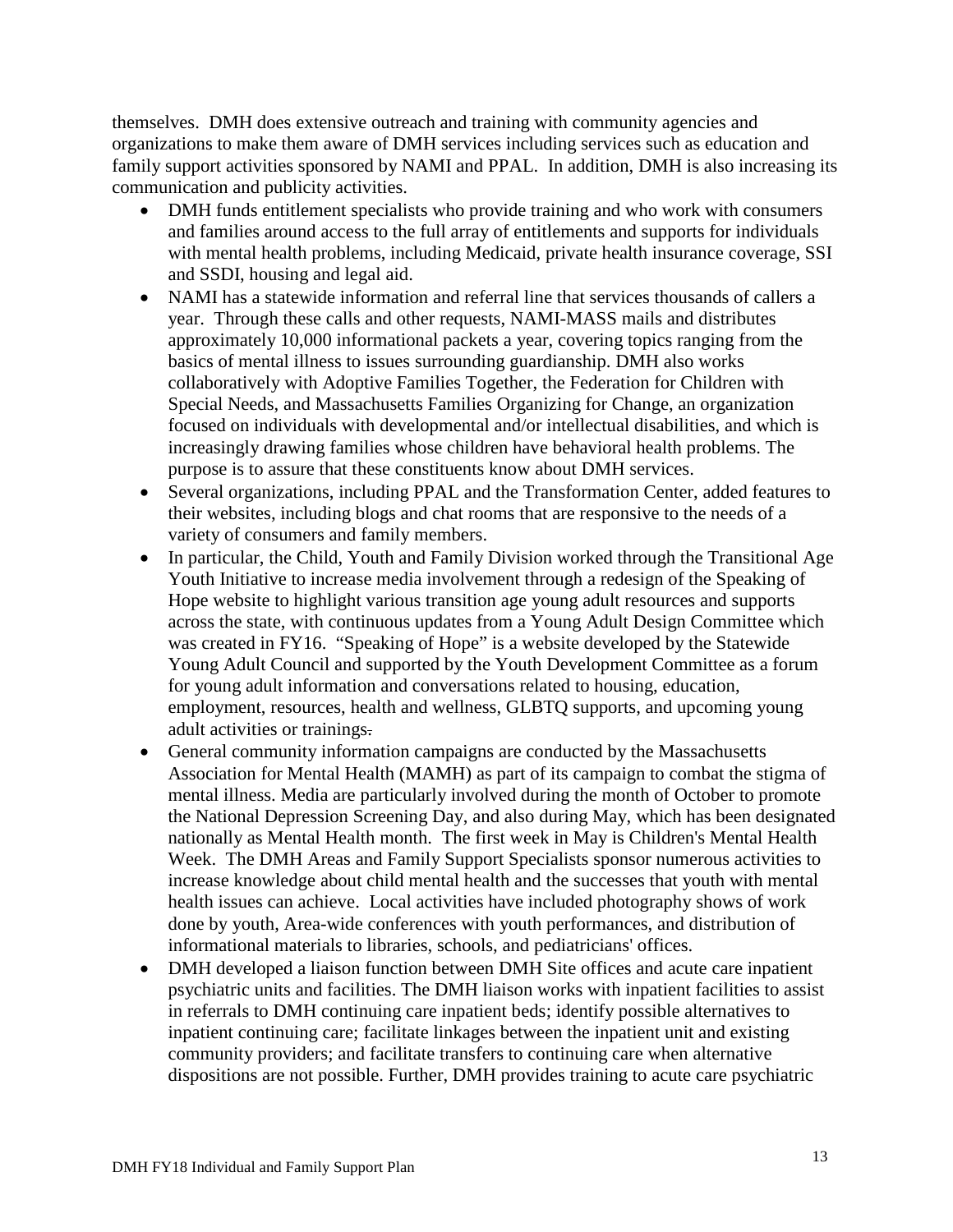themselves. DMH does extensive outreach and training with community agencies and organizations to make them aware of DMH services including services such as education and family support activities sponsored by NAMI and PPAL. In addition, DMH is also increasing its communication and publicity activities.

- DMH funds entitlement specialists who provide training and who work with consumers and families around access to the full array of entitlements and supports for individuals with mental health problems, including Medicaid, private health insurance coverage, SSI and SSDI, housing and legal aid.
- NAMI has a statewide information and referral line that services thousands of callers a year. Through these calls and other requests, NAMI-MASS mails and distributes approximately 10,000 informational packets a year, covering topics ranging from the basics of mental illness to issues surrounding guardianship. DMH also works collaboratively with Adoptive Families Together, the Federation for Children with Special Needs, and Massachusetts Families Organizing for Change, an organization focused on individuals with developmental and/or intellectual disabilities, and which is increasingly drawing families whose children have behavioral health problems. The purpose is to assure that these constituents know about DMH services.
- Several organizations, including PPAL and the Transformation Center, added features to their websites, including blogs and chat rooms that are responsive to the needs of a variety of consumers and family members.
- In particular, the Child, Youth and Family Division worked through the Transitional Age Youth Initiative to increase media involvement through a redesign of the Speaking of Hope website to highlight various transition age young adult resources and supports across the state, with continuous updates from a Young Adult Design Committee which was created in FY16. "Speaking of Hope" is a website developed by the Statewide Young Adult Council and supported by the Youth Development Committee as a forum for young adult information and conversations related to housing, education, employment, resources, health and wellness, GLBTQ supports, and upcoming young adult activities or trainings.
- General community information campaigns are conducted by the Massachusetts Association for Mental Health (MAMH) as part of its campaign to combat the stigma of mental illness. Media are particularly involved during the month of October to promote the National Depression Screening Day, and also during May, which has been designated nationally as Mental Health month. The first week in May is Children's Mental Health Week. The DMH Areas and Family Support Specialists sponsor numerous activities to increase knowledge about child mental health and the successes that youth with mental health issues can achieve. Local activities have included photography shows of work done by youth, Area-wide conferences with youth performances, and distribution of informational materials to libraries, schools, and pediatricians' offices.
- DMH developed a liaison function between DMH Site offices and acute care inpatient psychiatric units and facilities. The DMH liaison works with inpatient facilities to assist in referrals to DMH continuing care inpatient beds; identify possible alternatives to inpatient continuing care; facilitate linkages between the inpatient unit and existing community providers; and facilitate transfers to continuing care when alternative dispositions are not possible. Further, DMH provides training to acute care psychiatric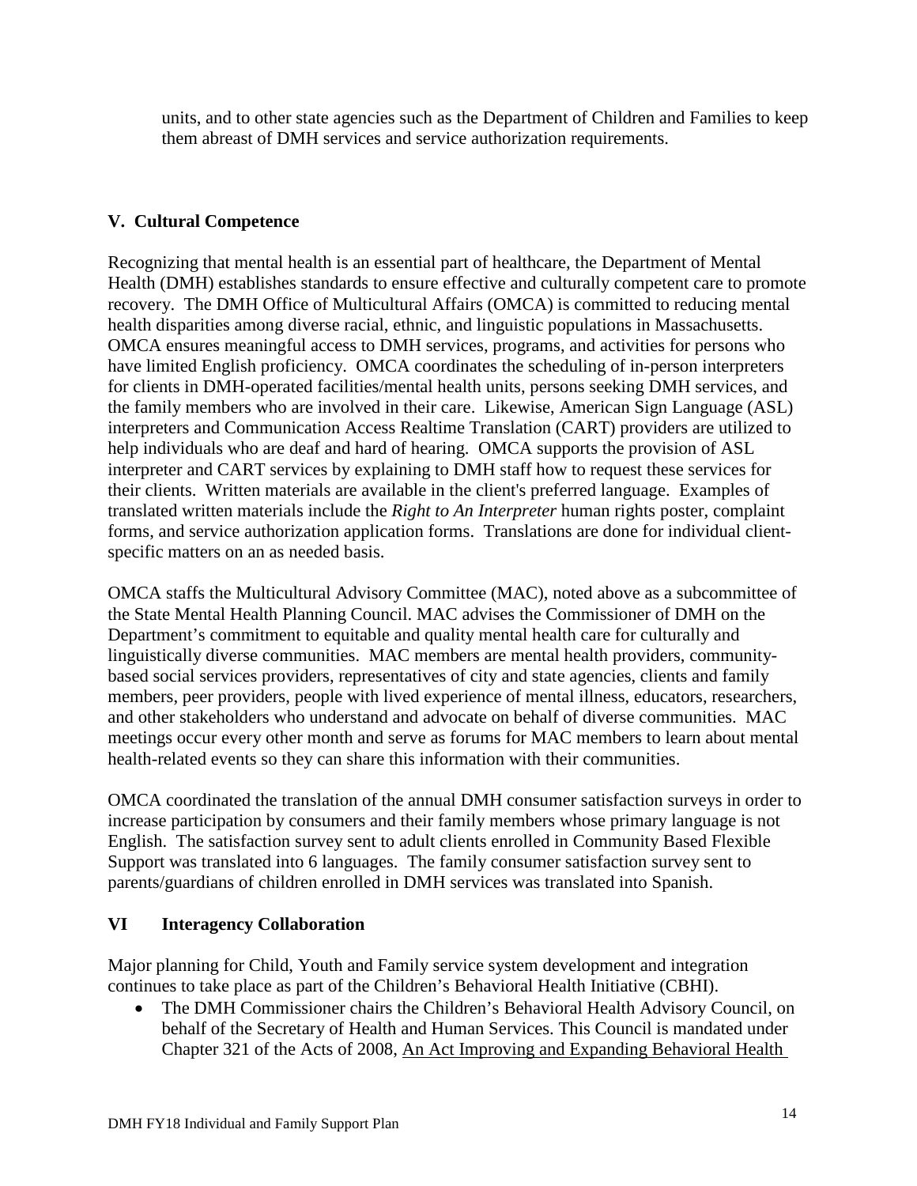units, and to other state agencies such as the Department of Children and Families to keep them abreast of DMH services and service authorization requirements.

## V. Cultural Competence

Recognizing that mental health is an essential part of healthcare, the Department of Mental Health (DMH) establishes standards to ensure effective and culturally competent care to promote recovery. The DMH Office of Multicultural Affairs (OMCA) is committed to reducing mental health disparities among diverse racial, ethnic, and linguistic populations in Massachusetts. OMCA ensures meaningful access to DMH services, programs, and activities for persons who have limited English proficiency. OMCA coordinates the scheduling of in-person interpreters for clients in DMH-operated facilities/mental health units, persons seeking DMH services, and the family members who are involved in their care. Likewise, American Sign Language (ASL) interpreters and Communication Access Realtime Translation (CART) providers are utilized to help individuals who are deaf and hard of hearing. OMCA supports the provision of ASL interpreter and CART services by explaining to DMH staff how to request these services for their clients. Written materials are available in the client's preferred language. Examples of translated written materials include the *Right to An Interpreter* human rights poster, complaint forms, and service authorization application forms. Translations are done for individual client-specific matters on an as needed basis.

OMCA staffs the Multicultural Advisory Committee (MAC), noted above as a subcommittee of the State Mental Health Planning Council. MAC advises the Commissioner of DMH on the Department's commitment to equitable and quality mental health care for culturally and linguistically diverse communities. MAC members are mental health providers, community-based social services providers, representatives of city and state agencies, clients and family members, peer providers, people with lived experience of mental illness, educators, researchers, and other stakeholders who understand and advocate on behalf of diverse communities. MAC meetings occur every other month and serve as forums for MAC members to learn about mental health-related events so they can share this information with their communities.

OMCA coordinated the translation of the annual DMH consumer satisfaction surveys in order to increase participation by consumers and their family members whose primary language is not English. The satisfaction survey sent to adult clients enrolled in Community Based Flexible Support was translated into 6 languages. The family consumer satisfaction survey sent to parents/guardians of children enrolled in DMH services was translated into Spanish.

## VI Interagency Collaboration

Major planning for Child, Youth and Family service system development and integration continues to take place as part of the Children's Behavioral Health Initiative (CBHI).

- The DMH Commissioner chairs the Children's Behavioral Health Advisory Council, on behalf of the Secretary of Health and Human Services. This Council is mandated under Chapter 321 of the Acts of 2008, An Act Improving and Expanding Behavioral Health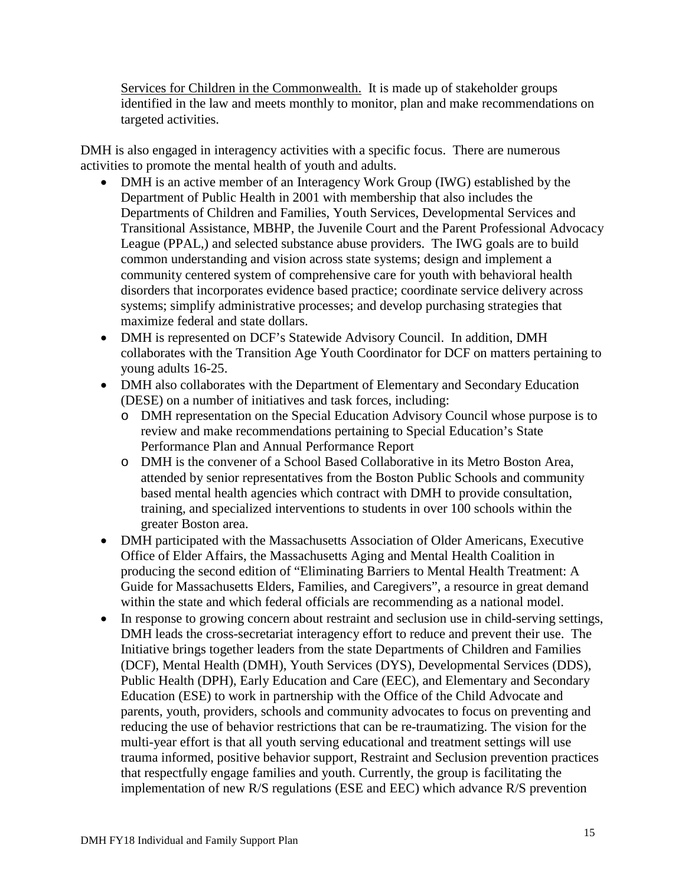Services for Children in the Commonwealth. It is made up of stakeholder groups identified in the law and meets monthly to monitor, plan and make recommendations on targeted activities.

DMH is also engaged in interagency activities with a specific focus. There are numerous activities to promote the mental health of youth and adults.

- DMH is an active member of an Interagency Work Group (IWG) established by the Department of Public Health in 2001 with membership that also includes the Departments of Children and Families, Youth Services, Developmental Services and Transitional Assistance, MBHP, the Juvenile Court and the Parent Professional Advocacy League (PPAL,) and selected substance abuse providers. The IWG goals are to build common understanding and vision across state systems; design and implement a community centered system of comprehensive care for youth with behavioral health disorders that incorporates evidence based practice; coordinate service delivery across systems; simplify administrative processes; and develop purchasing strategies that maximize federal and state dollars.
- DMH is represented on DCF's Statewide Advisory Council. In addition, DMH collaborates with the Transition Age Youth Coordinator for DCF on matters pertaining to young adults 16-25.
- DMH also collaborates with the Department of Elementary and Secondary Education (DESE) on a number of initiatives and task forces, including:
  - DMH representation on the Special Education Advisory Council whose purpose is to review and make recommendations pertaining to Special Education's State Performance Plan and Annual Performance Report
  - DMH is the convener of a School Based Collaborative in its Metro Boston Area, attended by senior representatives from the Boston Public Schools and community based mental health agencies which contract with DMH to provide consultation, training, and specialized interventions to students in over 100 schools within the greater Boston area.
- DMH participated with the Massachusetts Association of Older Americans, Executive Office of Elder Affairs, the Massachusetts Aging and Mental Health Coalition in producing the second edition of "Eliminating Barriers to Mental Health Treatment: A Guide for Massachusetts Elders, Families, and Caregivers", a resource in great demand within the state and which federal officials are recommending as a national model.
- In response to growing concern about restraint and seclusion use in child-serving settings, DMH leads the cross-secretariat interagency effort to reduce and prevent their use. The Initiative brings together leaders from the state Departments of Children and Families (DCF), Mental Health (DMH), Youth Services (DYS), Developmental Services (DDS), Public Health (DPH), Early Education and Care (EEC), and Elementary and Secondary Education (ESE) to work in partnership with the Office of the Child Advocate and parents, youth, providers, schools and community advocates to focus on preventing and reducing the use of behavior restrictions that can be re-traumatizing. The vision for the multi-year effort is that all youth serving educational and treatment settings will use trauma informed, positive behavior support, Restraint and Seclusion prevention practices that respectfully engage families and youth. Currently, the group is facilitating the implementation of new R/S regulations (ESE and EEC) which advance R/S prevention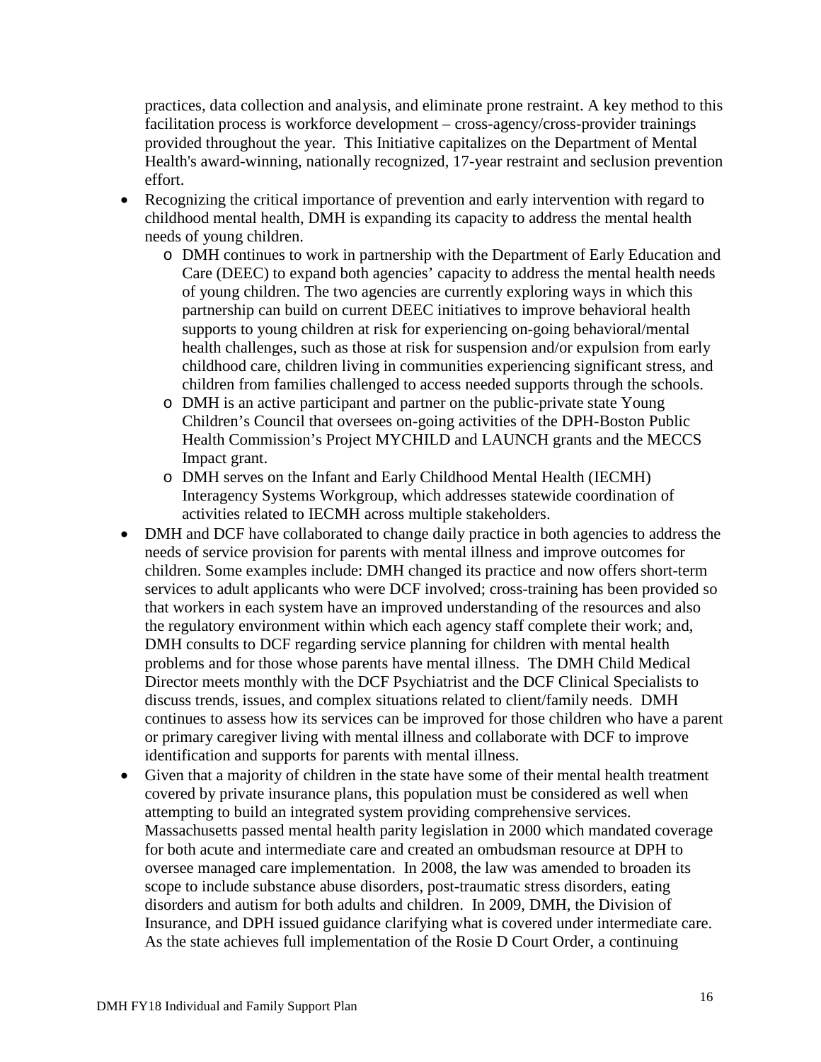practices, data collection and analysis, and eliminate prone restraint. A key method to this facilitation process is workforce development – cross-agency/cross-provider trainings provided throughout the year. This Initiative capitalizes on the Department of Mental Health's award-winning, nationally recognized, 17-year restraint and seclusion prevention effort.

- Recognizing the critical importance of prevention and early intervention with regard to childhood mental health, DMH is expanding its capacity to address the mental health needs of young children.
  - DMH continues to work in partnership with the Department of Early Education and Care (DEEC) to expand both agencies' capacity to address the mental health needs of young children. The two agencies are currently exploring ways in which this partnership can build on current DEEC initiatives to improve behavioral health supports to young children at risk for experiencing on-going behavioral/mental health challenges, such as those at risk for suspension and/or expulsion from early childhood care, children living in communities experiencing significant stress, and children from families challenged to access needed supports through the schools.
  - DMH is an active participant and partner on the public-private state Young Children's Council that oversees on-going activities of the DPH-Boston Public Health Commission's Project MYCHILD and LAUNCH grants and the MECCS Impact grant.
  - DMH serves on the Infant and Early Childhood Mental Health (IECMH) Interagency Systems Workgroup, which addresses statewide coordination of activities related to IECMH across multiple stakeholders.
- DMH and DCF have collaborated to change daily practice in both agencies to address the needs of service provision for parents with mental illness and improve outcomes for children. Some examples include: DMH changed its practice and now offers short-term services to adult applicants who were DCF involved; cross-training has been provided so that workers in each system have an improved understanding of the resources and also the regulatory environment within which each agency staff complete their work; and, DMH consults to DCF regarding service planning for children with mental health problems and for those whose parents have mental illness. The DMH Child Medical Director meets monthly with the DCF Psychiatrist and the DCF Clinical Specialists to discuss trends, issues, and complex situations related to client/family needs. DMH continues to assess how its services can be improved for those children who have a parent or primary caregiver living with mental illness and collaborate with DCF to improve identification and supports for parents with mental illness.
- Given that a majority of children in the state have some of their mental health treatment covered by private insurance plans, this population must be considered as well when attempting to build an integrated system providing comprehensive services. Massachusetts passed mental health parity legislation in 2000 which mandated coverage for both acute and intermediate care and created an ombudsman resource at DPH to oversee managed care implementation. In 2008, the law was amended to broaden its scope to include substance abuse disorders, post-traumatic stress disorders, eating disorders and autism for both adults and children. In 2009, DMH, the Division of Insurance, and DPH issued guidance clarifying what is covered under intermediate care. As the state achieves full implementation of the Rosie D Court Order, a continuing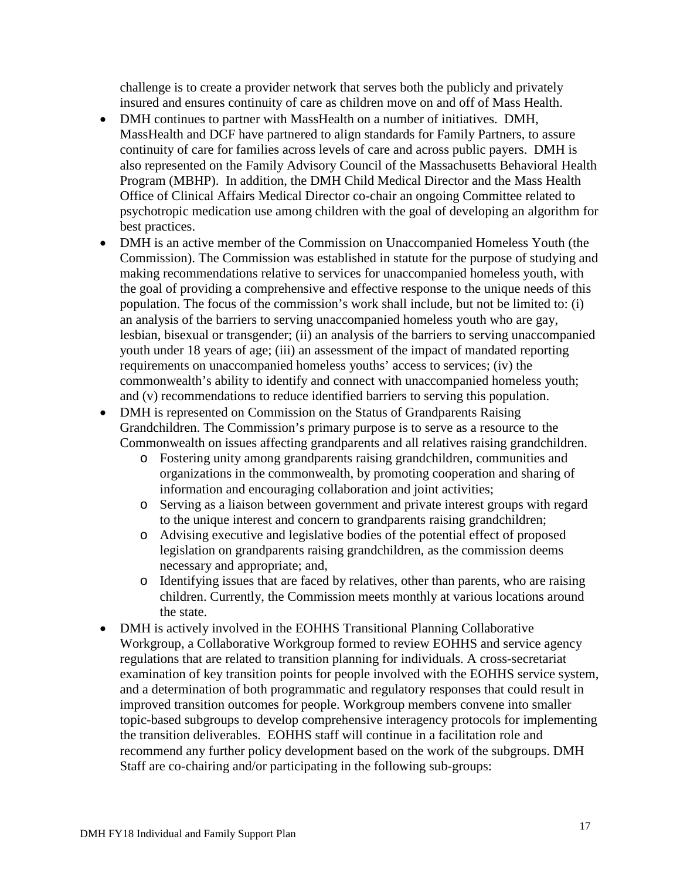challenge is to create a provider network that serves both the publicly and privately insured and ensures continuity of care as children move on and off of Mass Health.

- DMH continues to partner with MassHealth on a number of initiatives. DMH, MassHealth and DCF have partnered to align standards for Family Partners, to assure continuity of care for families across levels of care and across public payers. DMH is also represented on the Family Advisory Council of the Massachusetts Behavioral Health Program (MBHP). In addition, the DMH Child Medical Director and the Mass Health Office of Clinical Affairs Medical Director co-chair an ongoing Committee related to psychotropic medication use among children with the goal of developing an algorithm for best practices.
- DMH is an active member of the Commission on Unaccompanied Homeless Youth (the Commission). The Commission was established in statute for the purpose of studying and making recommendations relative to services for unaccompanied homeless youth, with the goal of providing a comprehensive and effective response to the unique needs of this population. The focus of the commission's work shall include, but not be limited to: (i) an analysis of the barriers to serving unaccompanied homeless youth who are gay, lesbian, bisexual or transgender; (ii) an analysis of the barriers to serving unaccompanied youth under 18 years of age; (iii) an assessment of the impact of mandated reporting requirements on unaccompanied homeless youths' access to services; (iv) the commonwealth's ability to identify and connect with unaccompanied homeless youth; and (v) recommendations to reduce identified barriers to serving this population.
- DMH is represented on Commission on the Status of Grandparents Raising Grandchildren. The Commission's primary purpose is to serve as a resource to the Commonwealth on issues affecting grandparents and all relatives raising grandchildren.
    - Fostering unity among grandparents raising grandchildren, communities and organizations in the commonwealth, by promoting cooperation and sharing of information and encouraging collaboration and joint activities;
    - Serving as a liaison between government and private interest groups with regard to the unique interest and concern to grandparents raising grandchildren;
    - Advising executive and legislative bodies of the potential effect of proposed legislation on grandparents raising grandchildren, as the commission deems necessary and appropriate; and,
    - Identifying issues that are faced by relatives, other than parents, who are raising children. Currently, the Commission meets monthly at various locations around the state.
- DMH is actively involved in the EOHHS Transitional Planning Collaborative Workgroup, a Collaborative Workgroup formed to review EOHHS and service agency regulations that are related to transition planning for individuals. A cross-secretariat examination of key transition points for people involved with the EOHHS service system, and a determination of both programmatic and regulatory responses that could result in improved transition outcomes for people. Workgroup members convene into smaller topic-based subgroups to develop comprehensive interagency protocols for implementing the transition deliverables. EOHHS staff will continue in a facilitation role and recommend any further policy development based on the work of the subgroups. DMH Staff are co-chairing and/or participating in the following sub-groups: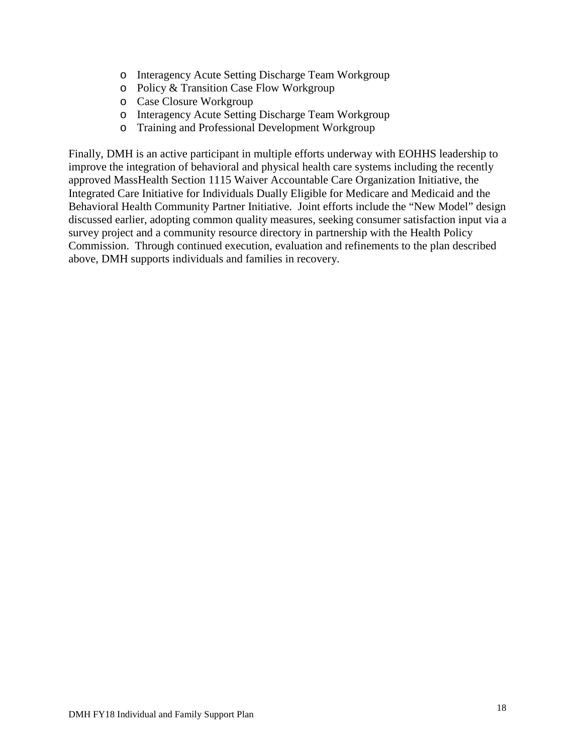- Interagency Acute Setting Discharge Team Workgroup
- Policy & Transition Case Flow Workgroup
- Case Closure Workgroup
- Interagency Acute Setting Discharge Team Workgroup
- Training and Professional Development Workgroup

Finally, DMH is an active participant in multiple efforts underway with EOHHS leadership to improve the integration of behavioral and physical health care systems including the recently approved MassHealth Section 1115 Waiver Accountable Care Organization Initiative, the Integrated Care Initiative for Individuals Dually Eligible for Medicare and Medicaid and the Behavioral Health Community Partner Initiative. Joint efforts include the "New Model" design discussed earlier, adopting common quality measures, seeking consumer satisfaction input via a survey project and a community resource directory in partnership with the Health Policy Commission. Through continued execution, evaluation and refinements to the plan described above, DMH supports individuals and families in recovery.